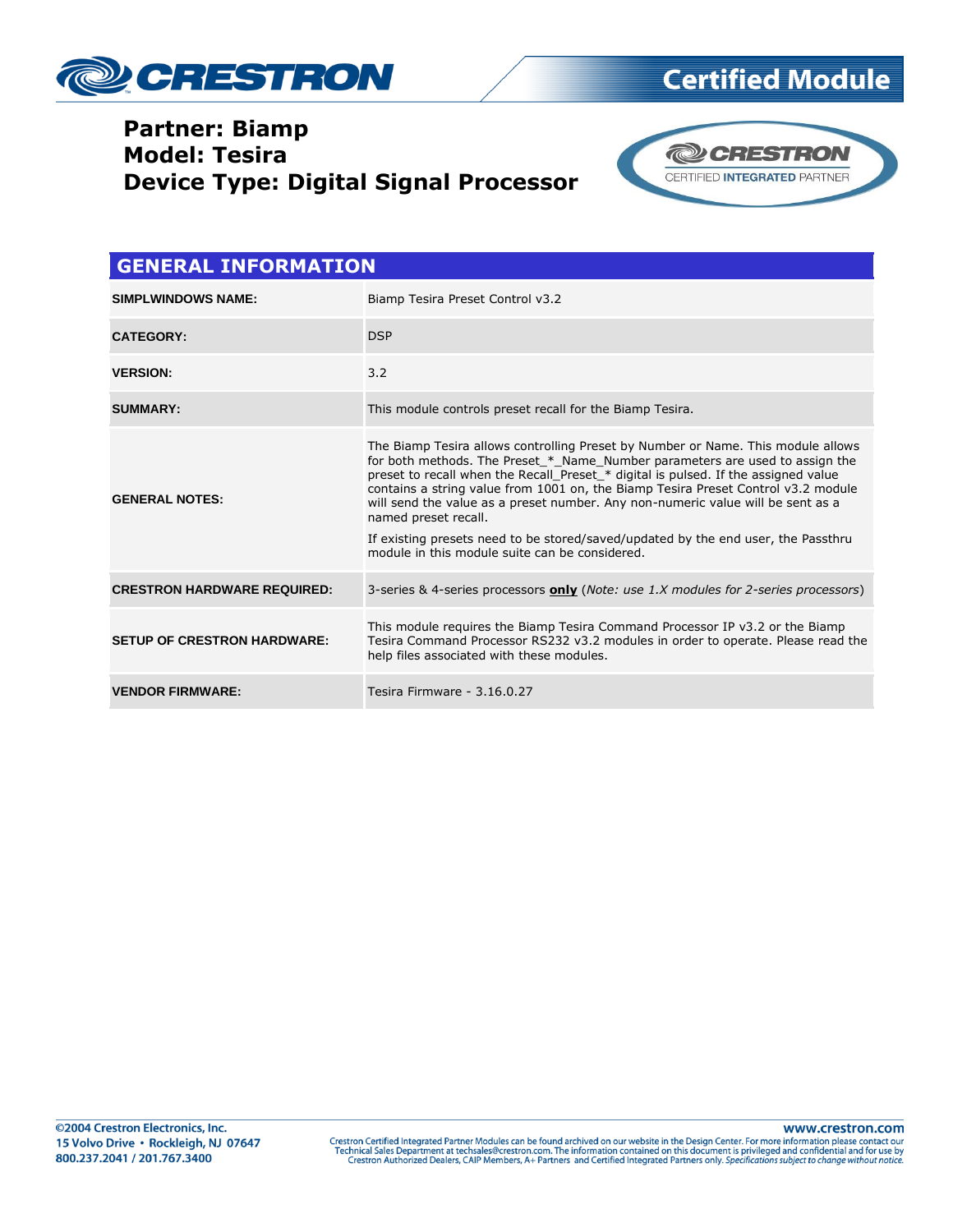# Certified Module

**Partner: Biamp**
**Model: Tesira**
**Device Type: Digital Signal Processor**

## GENERAL INFORMATION

| | |
|---|---|
| **SIMPLWINDOWS NAME:** | Biamp Tesira Preset Control v3.2 |
| **CATEGORY:** | DSP |
| **VERSION:** | 3.2 |
| **SUMMARY:** | This module controls preset recall for the Biamp Tesira. |
| **GENERAL NOTES:** | The Biamp Tesira allows controlling Preset by Number or Name. This module allows for both methods. The Preset_*_Name_Number parameters are used to assign the preset to recall when the Recall_Preset_* digital is pulsed. If the assigned value contains a string value from 1001 on, the Biamp Tesira Preset Control v3.2 module will send the value as a preset number. Any non-numeric value will be sent as a named preset recall.<br><br>If existing presets need to be stored/saved/updated by the end user, the Passthru module in this module suite can be considered. |
| **CRESTRON HARDWARE REQUIRED:** | 3-series & 4-series processors **only** (*Note: use 1.X modules for 2-series processors*) |
| **SETUP OF CRESTRON HARDWARE:** | This module requires the Biamp Tesira Command Processor IP v3.2 or the Biamp Tesira Command Processor RS232 v3.2 modules in order to operate. Please read the help files associated with these modules. |
| **VENDOR FIRMWARE:** | Tesira Firmware - 3.16.0.27 |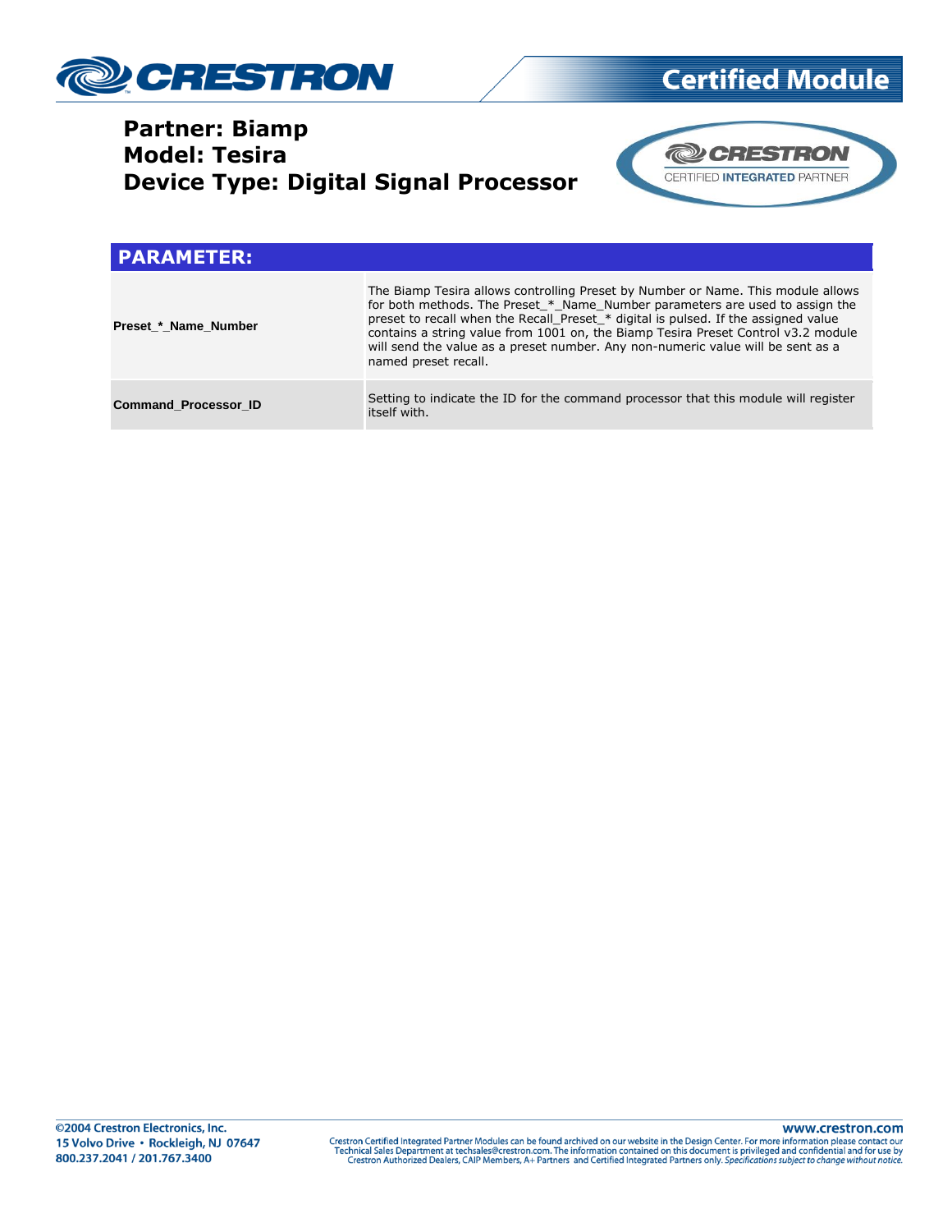**Partner: Biamp**
**Model: Tesira**
**Device Type: Digital Signal Processor**

| PARAMETER: | |
|---|---|
| **Preset_*_Name_Number** | The Biamp Tesira allows controlling Preset by Number or Name. This module allows for both methods. The Preset_*_Name_Number parameters are used to assign the preset to recall when the Recall_Preset_* digital is pulsed. If the assigned value contains a string value from 1001 on, the Biamp Tesira Preset Control v3.2 module will send the value as a preset number. Any non-numeric value will be sent as a named preset recall. |
| **Command_Processor_ID** | Setting to indicate the ID for the command processor that this module will register itself with. |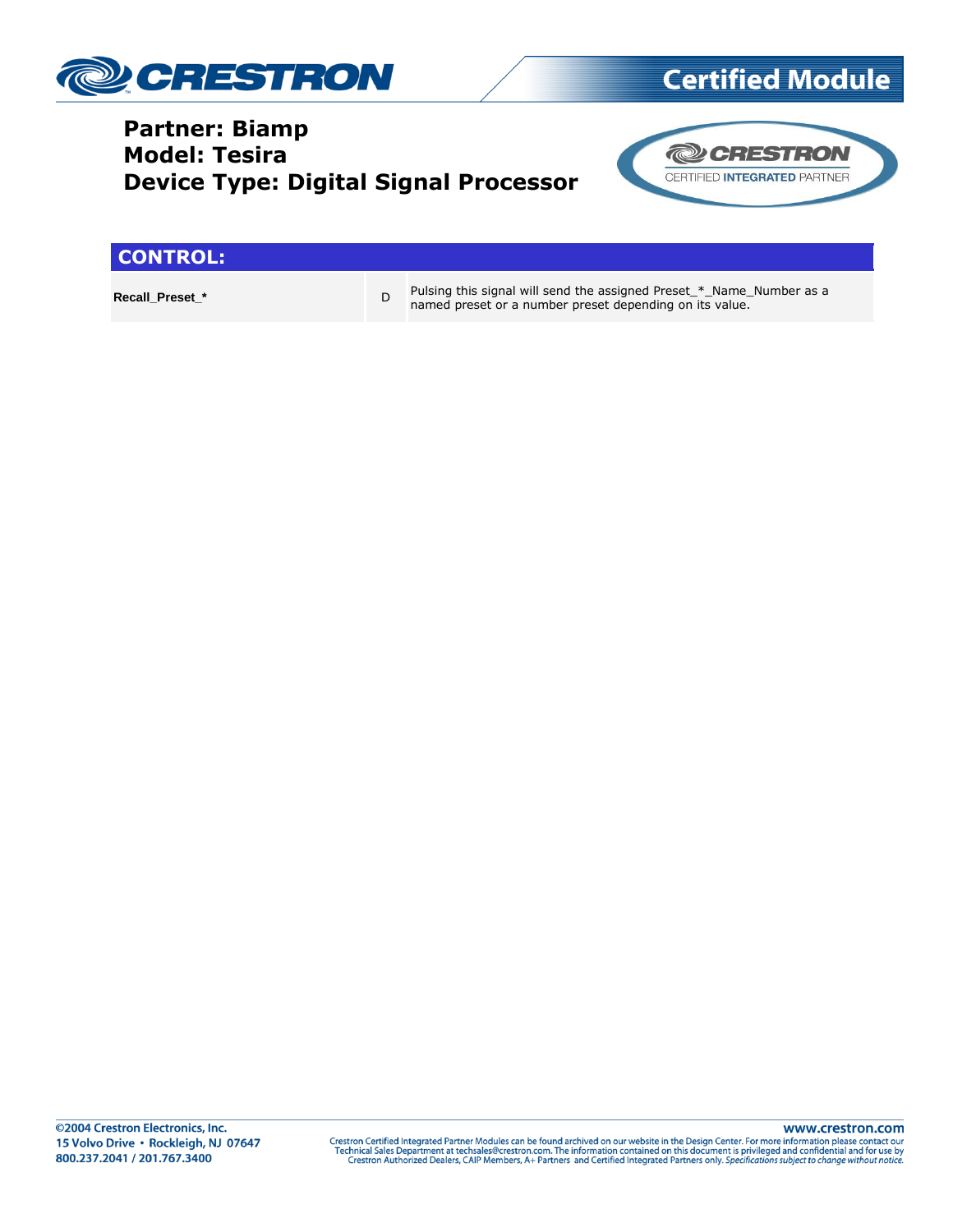Partner: Biamp
Model: Tesira
Device Type: Digital Signal Processor

## CONTROL:

| | | |
|---|---|---|
| **Recall_Preset_*** | D | Pulsing this signal will send the assigned Preset_*_Name_Number as a named preset or a number preset depending on its value. |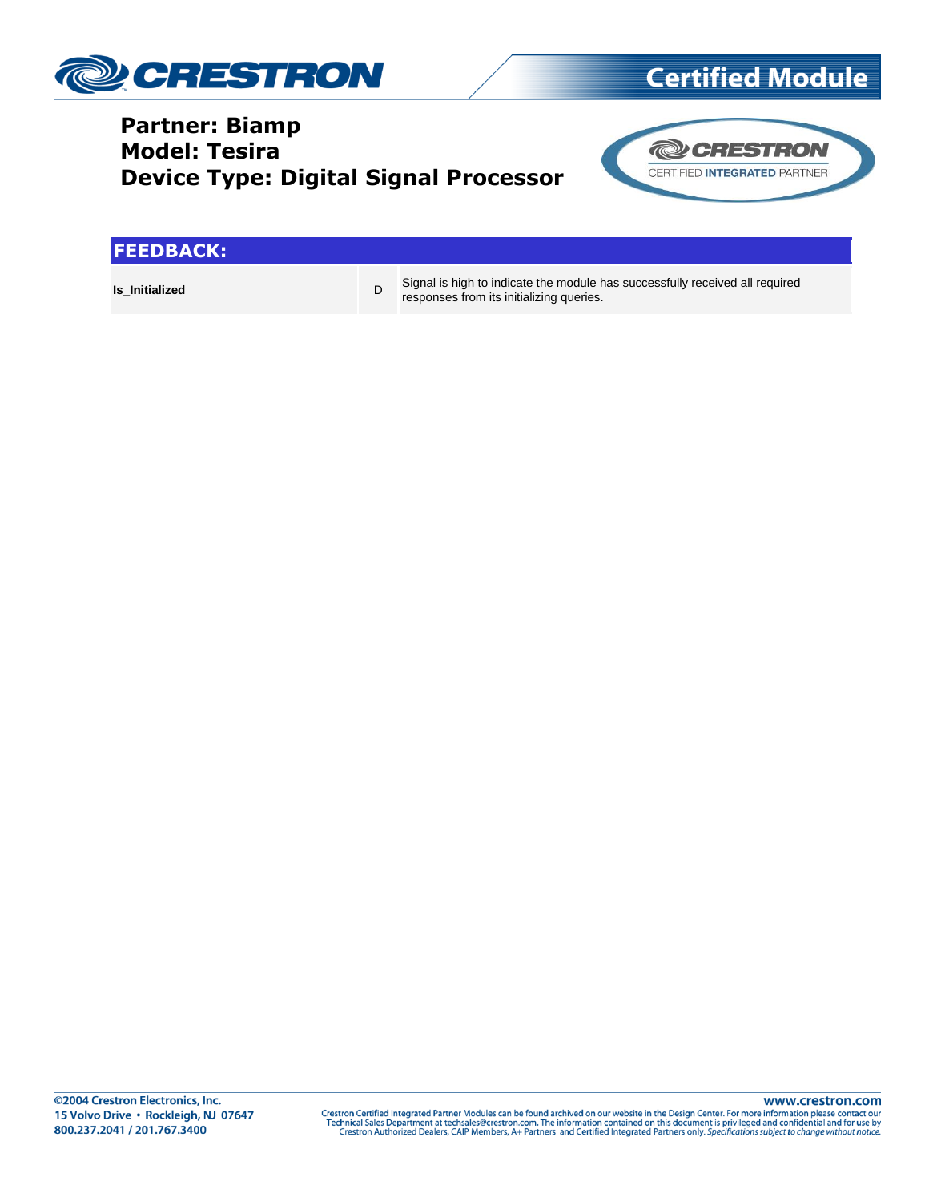**Partner: Biamp**
**Model: Tesira**
**Device Type: Digital Signal Processor**

## FEEDBACK:

| | | |
|---|---|---|
| **Is_Initialized** | D | Signal is high to indicate the module has successfully received all required responses from its initializing queries. |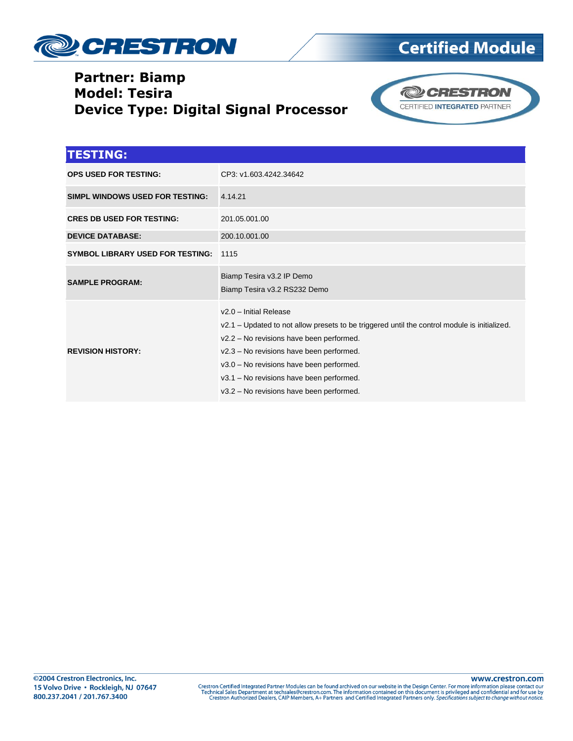**Partner: Biamp**
**Model: Tesira**
**Device Type: Digital Signal Processor**

## TESTING:

| | |
|---|---|
| **OPS USED FOR TESTING:** | CP3: v1.603.4242.34642 |
| **SIMPL WINDOWS USED FOR TESTING:** | 4.14.21 |
| **CRES DB USED FOR TESTING:** | 201.05.001.00 |
| **DEVICE DATABASE:** | 200.10.001.00 |
| **SYMBOL LIBRARY USED FOR TESTING:** | 1115 |
| **SAMPLE PROGRAM:** | Biamp Tesira v3.2 IP Demo<br>Biamp Tesira v3.2 RS232 Demo |
| **REVISION HISTORY:** | v2.0 – Initial Release<br>v2.1 – Updated to not allow presets to be triggered until the control module is initialized.<br>v2.2 – No revisions have been performed.<br>v2.3 – No revisions have been performed.<br>v3.0 – No revisions have been performed.<br>v3.1 – No revisions have been performed.<br>v3.2 – No revisions have been performed. |